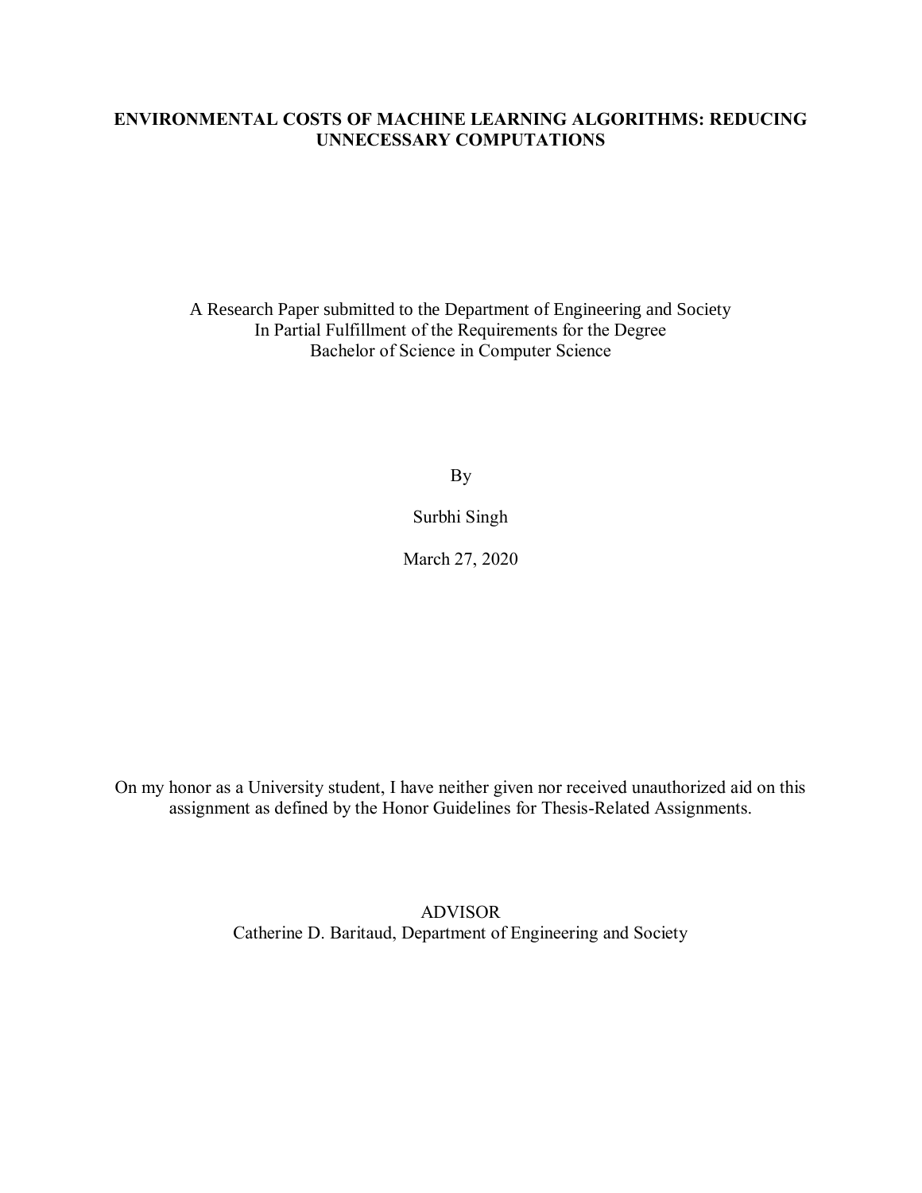# ENVIRONMENTAL COSTS OF MACHINE LEARNING ALGORITHMS: REDUCING UNNECESSARY COMPUTATIONS

A Research Paper submitted to the Department of Engineering and Society
In Partial Fulfillment of the Requirements for the Degree
Bachelor of Science in Computer Science

By

Surbhi Singh

March 27, 2020

On my honor as a University student, I have neither given nor received unauthorized aid on this assignment as defined by the Honor Guidelines for Thesis-Related Assignments.

ADVISOR
Catherine D. Baritaud, Department of Engineering and Society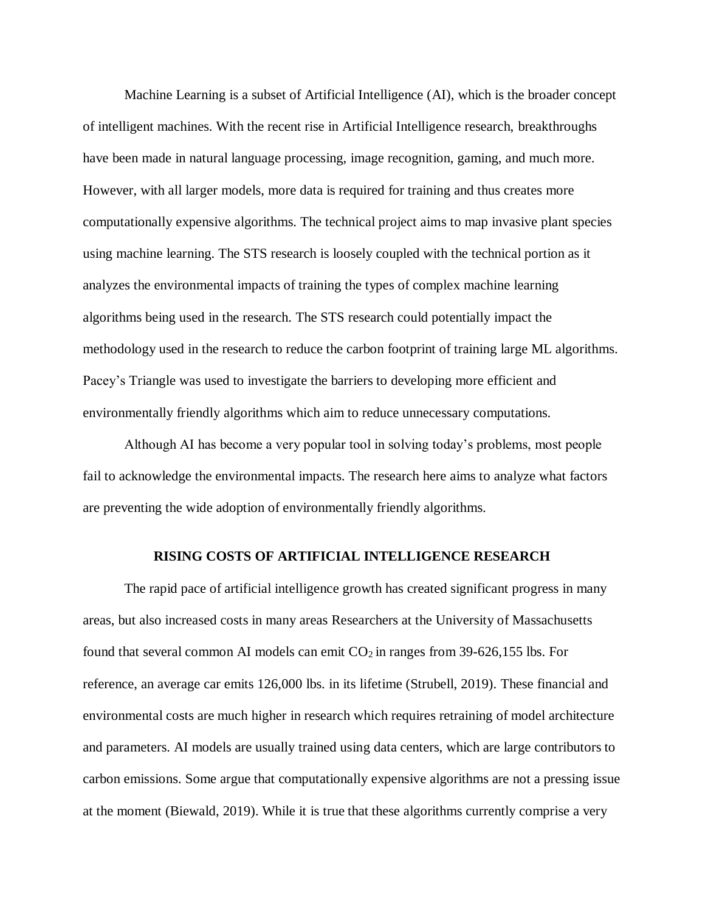Machine Learning is a subset of Artificial Intelligence (AI), which is the broader concept of intelligent machines. With the recent rise in Artificial Intelligence research, breakthroughs have been made in natural language processing, image recognition, gaming, and much more. However, with all larger models, more data is required for training and thus creates more computationally expensive algorithms. The technical project aims to map invasive plant species using machine learning. The STS research is loosely coupled with the technical portion as it analyzes the environmental impacts of training the types of complex machine learning algorithms being used in the research. The STS research could potentially impact the methodology used in the research to reduce the carbon footprint of training large ML algorithms. Pacey's Triangle was used to investigate the barriers to developing more efficient and environmentally friendly algorithms which aim to reduce unnecessary computations.

Although AI has become a very popular tool in solving today's problems, most people fail to acknowledge the environmental impacts. The research here aims to analyze what factors are preventing the wide adoption of environmentally friendly algorithms.

## RISING COSTS OF ARTIFICIAL INTELLIGENCE RESEARCH

The rapid pace of artificial intelligence growth has created significant progress in many areas, but also increased costs in many areas Researchers at the University of Massachusetts found that several common AI models can emit $CO_2$ in ranges from 39-626,155 lbs. For reference, an average car emits 126,000 lbs. in its lifetime (Strubell, 2019). These financial and environmental costs are much higher in research which requires retraining of model architecture and parameters. AI models are usually trained using data centers, which are large contributors to carbon emissions. Some argue that computationally expensive algorithms are not a pressing issue at the moment (Biewald, 2019). While it is true that these algorithms currently comprise a very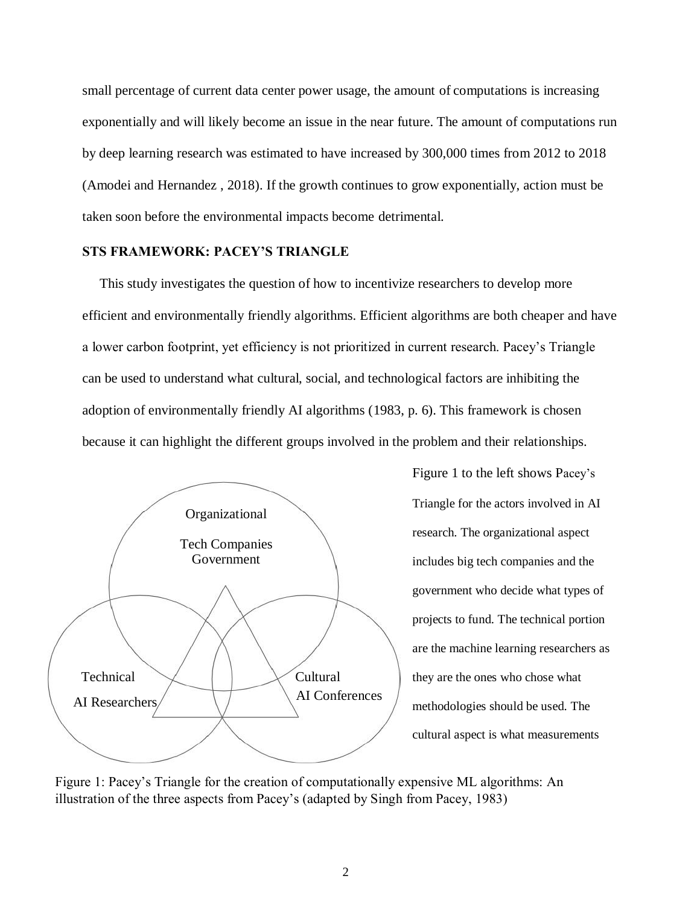small percentage of current data center power usage, the amount of computations is increasing exponentially and will likely become an issue in the near future. The amount of computations run by deep learning research was estimated to have increased by 300,000 times from 2012 to 2018 (Amodei and Hernandez , 2018). If the growth continues to grow exponentially, action must be taken soon before the environmental impacts become detrimental.

## STS FRAMEWORK: PACEY'S TRIANGLE

This study investigates the question of how to incentivize researchers to develop more efficient and environmentally friendly algorithms. Efficient algorithms are both cheaper and have a lower carbon footprint, yet efficiency is not prioritized in current research. Pacey's Triangle can be used to understand what cultural, social, and technological factors are inhibiting the adoption of environmentally friendly AI algorithms (1983, p. 6). This framework is chosen because it can highlight the different groups involved in the problem and their relationships.

Organizational

Tech Companies
Government

Technical

AI Researchers

Cultural

AI Conferences

Figure 1 to the left shows Pacey's Triangle for the actors involved in AI research. The organizational aspect includes big tech companies and the government who decide what types of projects to fund. The technical portion are the machine learning researchers as they are the ones who chose what methodologies should be used. The cultural aspect is what measurements

Figure 1: Pacey's Triangle for the creation of computationally expensive ML algorithms: An illustration of the three aspects from Pacey's (adapted by Singh from Pacey, 1983)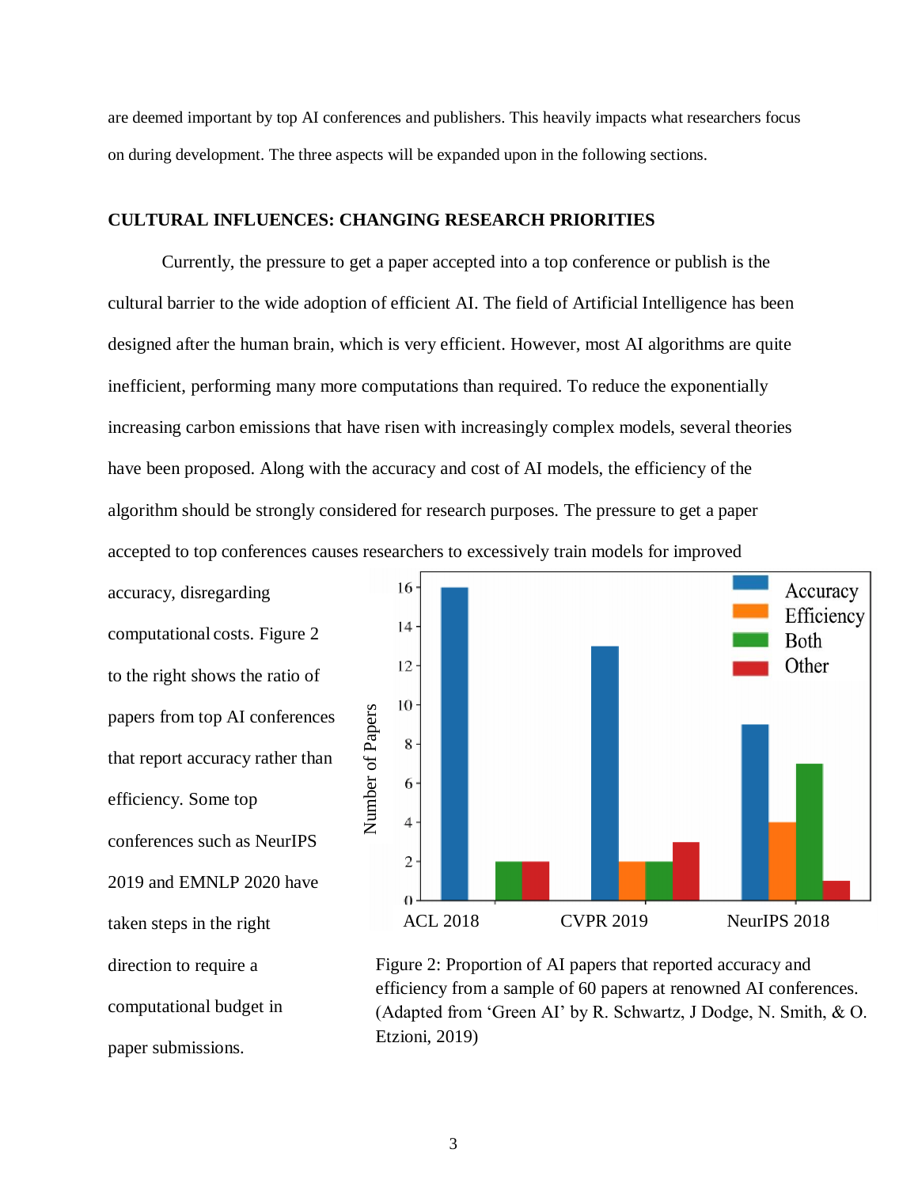are deemed important by top AI conferences and publishers. This heavily impacts what researchers focus on during development. The three aspects will be expanded upon in the following sections.

## CULTURAL INFLUENCES: CHANGING RESEARCH PRIORITIES

Currently, the pressure to get a paper accepted into a top conference or publish is the cultural barrier to the wide adoption of efficient AI. The field of Artificial Intelligence has been designed after the human brain, which is very efficient. However, most AI algorithms are quite inefficient, performing many more computations than required. To reduce the exponentially increasing carbon emissions that have risen with increasingly complex models, several theories have been proposed. Along with the accuracy and cost of AI models, the efficiency of the algorithm should be strongly considered for research purposes. The pressure to get a paper accepted to top conferences causes researchers to excessively train models for improved accuracy, disregarding computational costs. Figure 2 to the right shows the ratio of papers from top AI conferences that report accuracy rather than efficiency. Some top conferences such as NeurIPS 2019 and EMNLP 2020 have taken steps in the right direction to require a computational budget in paper submissions.

Figure 2: Proportion of AI papers that reported accuracy and efficiency from a sample of 60 papers at renowned AI conferences. (Adapted from 'Green AI' by R. Schwartz, J Dodge, N. Smith, & O. Etzioni, 2019)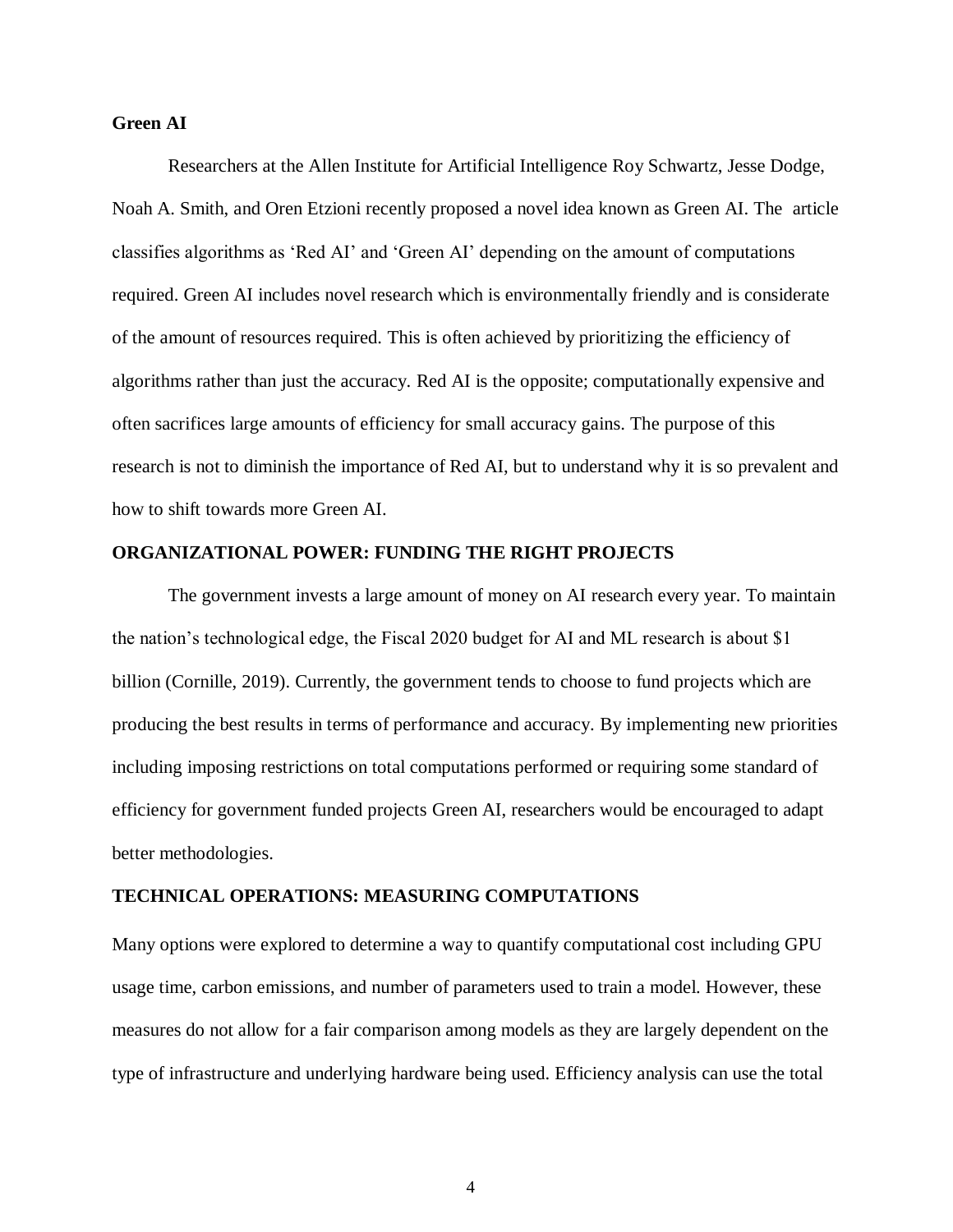**Green AI**

Researchers at the Allen Institute for Artificial Intelligence Roy Schwartz, Jesse Dodge, Noah A. Smith, and Oren Etzioni recently proposed a novel idea known as Green AI. The article classifies algorithms as 'Red AI' and 'Green AI' depending on the amount of computations required. Green AI includes novel research which is environmentally friendly and is considerate of the amount of resources required. This is often achieved by prioritizing the efficiency of algorithms rather than just the accuracy. Red AI is the opposite; computationally expensive and often sacrifices large amounts of efficiency for small accuracy gains. The purpose of this research is not to diminish the importance of Red AI, but to understand why it is so prevalent and how to shift towards more Green AI.

**ORGANIZATIONAL POWER: FUNDING THE RIGHT PROJECTS**

The government invests a large amount of money on AI research every year. To maintain the nation's technological edge, the Fiscal 2020 budget for AI and ML research is about $1 billion (Cornille, 2019). Currently, the government tends to choose to fund projects which are producing the best results in terms of performance and accuracy. By implementing new priorities including imposing restrictions on total computations performed or requiring some standard of efficiency for government funded projects Green AI, researchers would be encouraged to adapt better methodologies.

**TECHNICAL OPERATIONS: MEASURING COMPUTATIONS**

Many options were explored to determine a way to quantify computational cost including GPU usage time, carbon emissions, and number of parameters used to train a model. However, these measures do not allow for a fair comparison among models as they are largely dependent on the type of infrastructure and underlying hardware being used. Efficiency analysis can use the total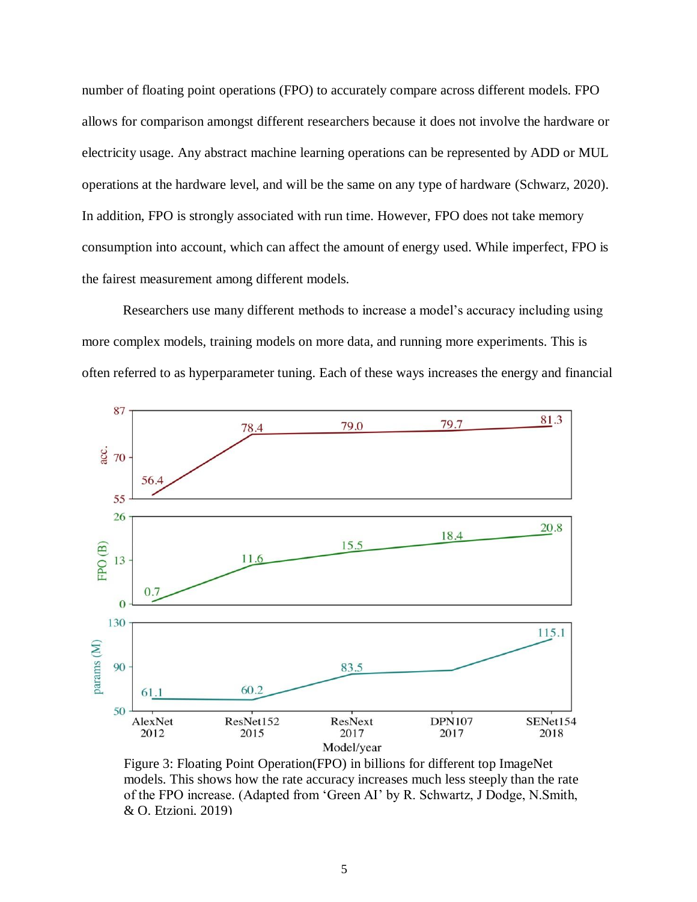number of floating point operations (FPO) to accurately compare across different models. FPO allows for comparison amongst different researchers because it does not involve the hardware or electricity usage. Any abstract machine learning operations can be represented by ADD or MUL operations at the hardware level, and will be the same on any type of hardware (Schwarz, 2020). In addition, FPO is strongly associated with run time. However, FPO does not take memory consumption into account, which can affect the amount of energy used. While imperfect, FPO is the fairest measurement among different models.

Researchers use many different methods to increase a model's accuracy including using more complex models, training models on more data, and running more experiments. This is often referred to as hyperparameter tuning. Each of these ways increases the energy and financial

Figure 3: Floating Point Operation(FPO) in billions for different top ImageNet models. This shows how the rate accuracy increases much less steeply than the rate of the FPO increase. (Adapted from 'Green AI' by R. Schwartz, J Dodge, N.Smith, & O. Etzioni, 2019)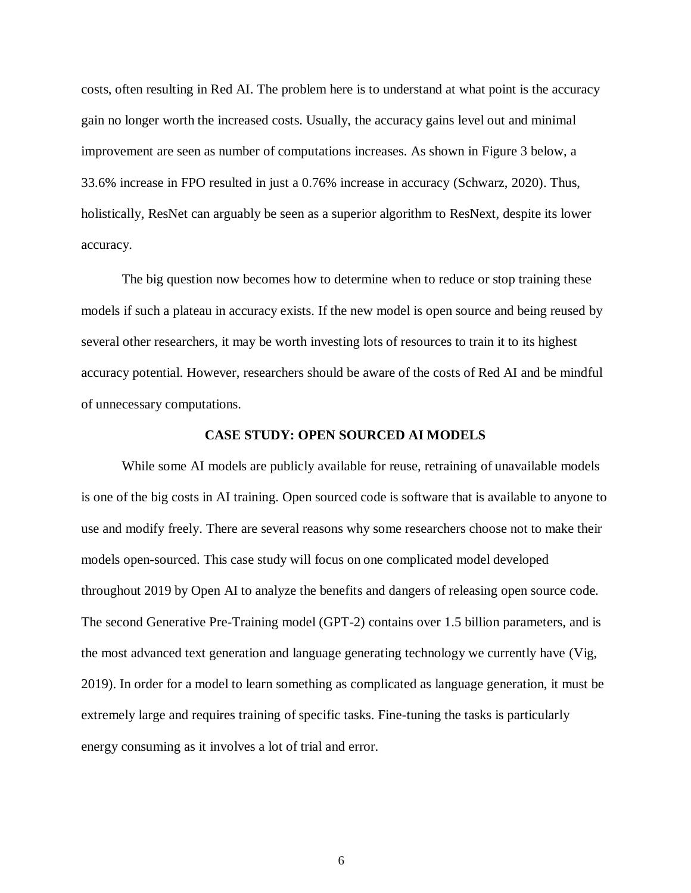costs, often resulting in Red AI. The problem here is to understand at what point is the accuracy gain no longer worth the increased costs. Usually, the accuracy gains level out and minimal improvement are seen as number of computations increases. As shown in Figure 3 below, a 33.6% increase in FPO resulted in just a 0.76% increase in accuracy (Schwarz, 2020). Thus, holistically, ResNet can arguably be seen as a superior algorithm to ResNext, despite its lower accuracy.

The big question now becomes how to determine when to reduce or stop training these models if such a plateau in accuracy exists. If the new model is open source and being reused by several other researchers, it may be worth investing lots of resources to train it to its highest accuracy potential. However, researchers should be aware of the costs of Red AI and be mindful of unnecessary computations.

## CASE STUDY: OPEN SOURCED AI MODELS

While some AI models are publicly available for reuse, retraining of unavailable models is one of the big costs in AI training. Open sourced code is software that is available to anyone to use and modify freely. There are several reasons why some researchers choose not to make their models open-sourced. This case study will focus on one complicated model developed throughout 2019 by Open AI to analyze the benefits and dangers of releasing open source code. The second Generative Pre-Training model (GPT-2) contains over 1.5 billion parameters, and is the most advanced text generation and language generating technology we currently have (Vig, 2019). In order for a model to learn something as complicated as language generation, it must be extremely large and requires training of specific tasks. Fine-tuning the tasks is particularly energy consuming as it involves a lot of trial and error.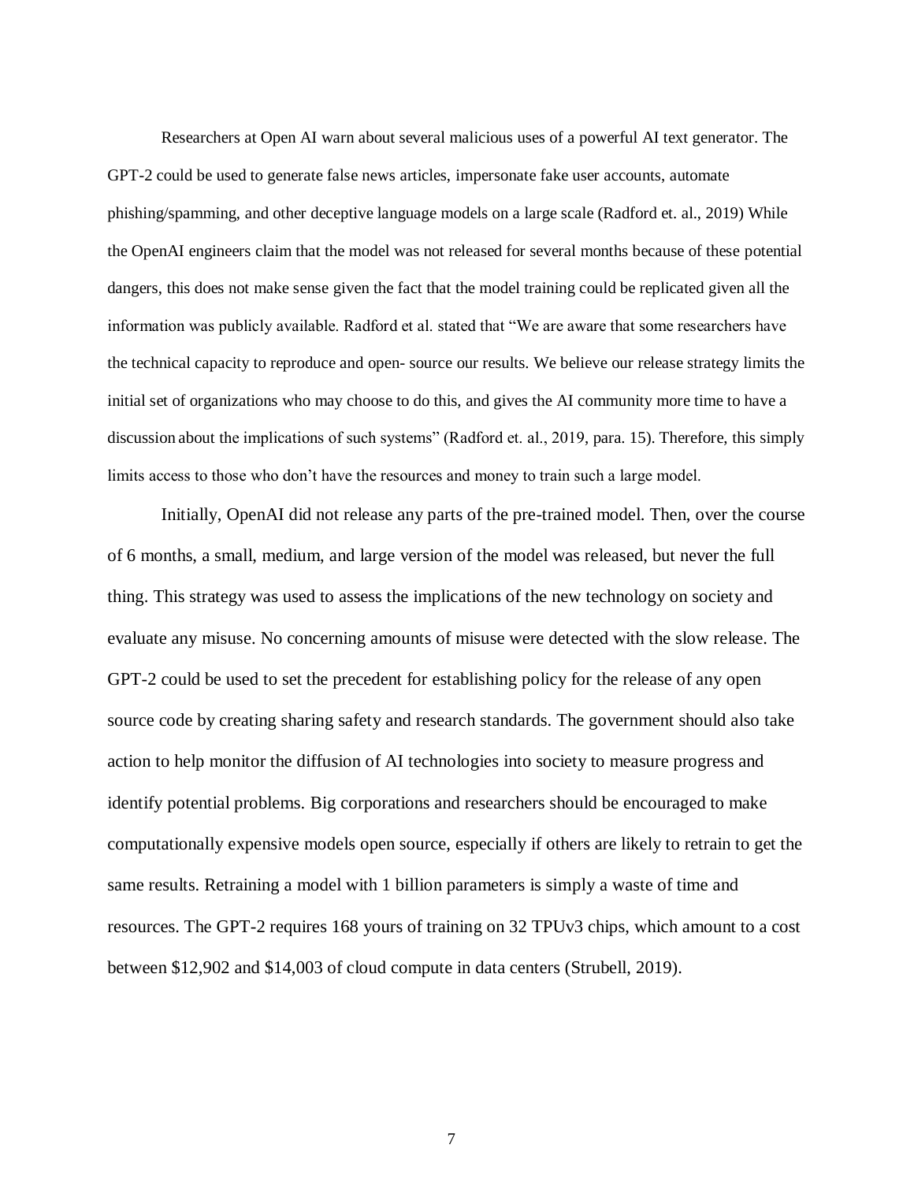Researchers at Open AI warn about several malicious uses of a powerful AI text generator. The GPT-2 could be used to generate false news articles, impersonate fake user accounts, automate phishing/spamming, and other deceptive language models on a large scale (Radford et. al., 2019) While the OpenAI engineers claim that the model was not released for several months because of these potential dangers, this does not make sense given the fact that the model training could be replicated given all the information was publicly available. Radford et al. stated that "We are aware that some researchers have the technical capacity to reproduce and open- source our results. We believe our release strategy limits the initial set of organizations who may choose to do this, and gives the AI community more time to have a discussion about the implications of such systems" (Radford et. al., 2019, para. 15). Therefore, this simply limits access to those who don't have the resources and money to train such a large model.

Initially, OpenAI did not release any parts of the pre-trained model. Then, over the course of 6 months, a small, medium, and large version of the model was released, but never the full thing. This strategy was used to assess the implications of the new technology on society and evaluate any misuse. No concerning amounts of misuse were detected with the slow release. The GPT-2 could be used to set the precedent for establishing policy for the release of any open source code by creating sharing safety and research standards. The government should also take action to help monitor the diffusion of AI technologies into society to measure progress and identify potential problems. Big corporations and researchers should be encouraged to make computationally expensive models open source, especially if others are likely to retrain to get the same results. Retraining a model with 1 billion parameters is simply a waste of time and resources. The GPT-2 requires 168 yours of training on 32 TPUv3 chips, which amount to a cost between $12,902 and $14,003 of cloud compute in data centers (Strubell, 2019).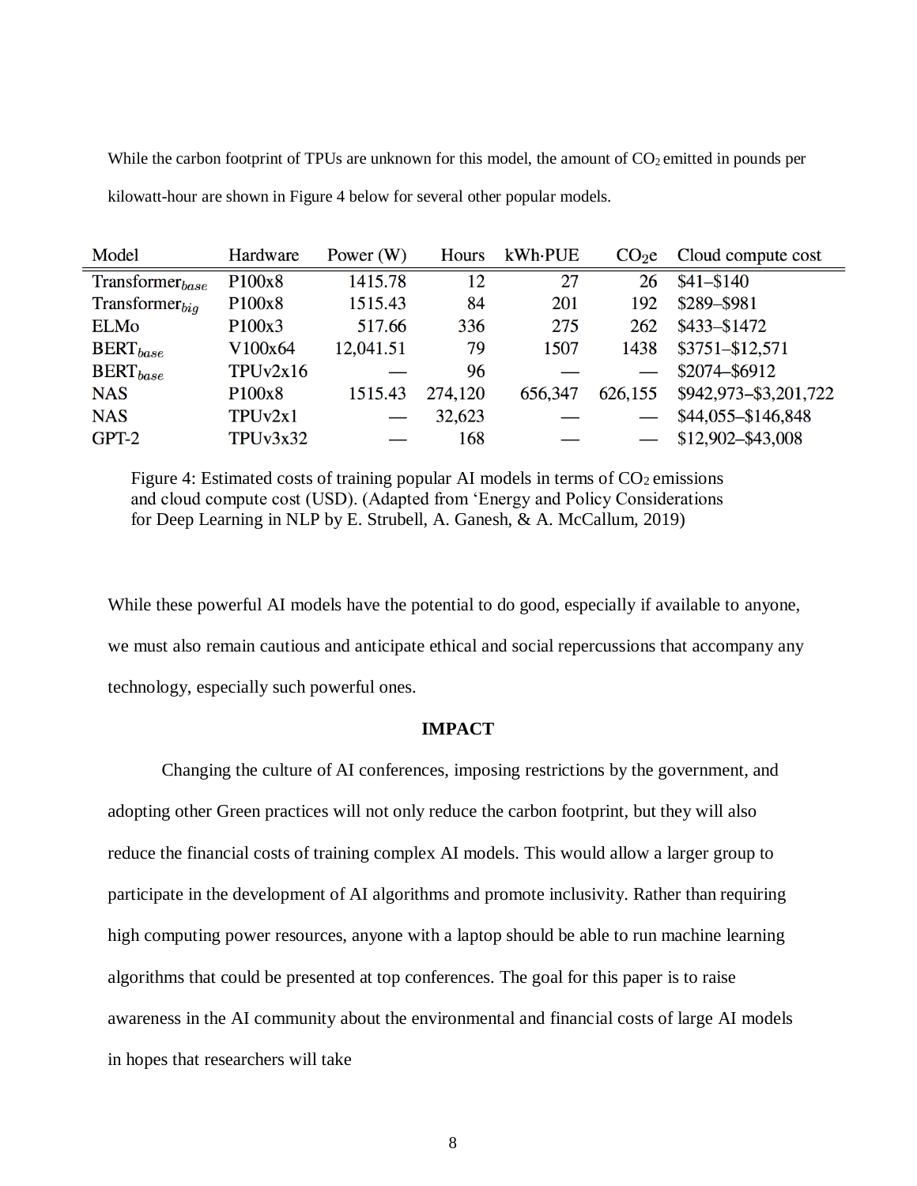While the carbon footprint of TPUs are unknown for this model, the amount of $CO_2$ emitted in pounds per kilowatt-hour are shown in Figure 4 below for several other popular models.

| Model | Hardware | Power (W) | Hours | kWh·PUE | $CO_2e$ | Cloud compute cost |
|---|---|---|---|---|---|---|
| Transformer$_{base}$ | P100x8 | 1415.78 | 12 | 27 | 26 | $41–$140 |
| Transformer$_{big}$ | P100x8 | 1515.43 | 84 | 201 | 192 | $289–$981 |
| ELMo | P100x3 | 517.66 | 336 | 275 | 262 | $433–$1472 |
| BERT$_{base}$ | V100x64 | 12,041.51 | 79 | 1507 | 1438 | $3751–$12,571 |
| BERT$_{base}$ | TPUv2x16 | — | 96 | — | — | $2074–$6912 |
| NAS | P100x8 | 1515.43 | 274,120 | 656,347 | 626,155 | $942,973–$3,201,722 |
| NAS | TPUv2x1 | — | 32,623 | — | — | $44,055–$146,848 |
| GPT-2 | TPUv3x32 | — | 168 | — | — | $12,902–$43,008 |

Figure 4: Estimated costs of training popular AI models in terms of $CO_2$ emissions and cloud compute cost (USD). (Adapted from 'Energy and Policy Considerations for Deep Learning in NLP by E. Strubell, A. Ganesh, & A. McCallum, 2019)

While these powerful AI models have the potential to do good, especially if available to anyone, we must also remain cautious and anticipate ethical and social repercussions that accompany any technology, especially such powerful ones.

## IMPACT

Changing the culture of AI conferences, imposing restrictions by the government, and adopting other Green practices will not only reduce the carbon footprint, but they will also reduce the financial costs of training complex AI models. This would allow a larger group to participate in the development of AI algorithms and promote inclusivity. Rather than requiring high computing power resources, anyone with a laptop should be able to run machine learning algorithms that could be presented at top conferences. The goal for this paper is to raise awareness in the AI community about the environmental and financial costs of large AI models in hopes that researchers will take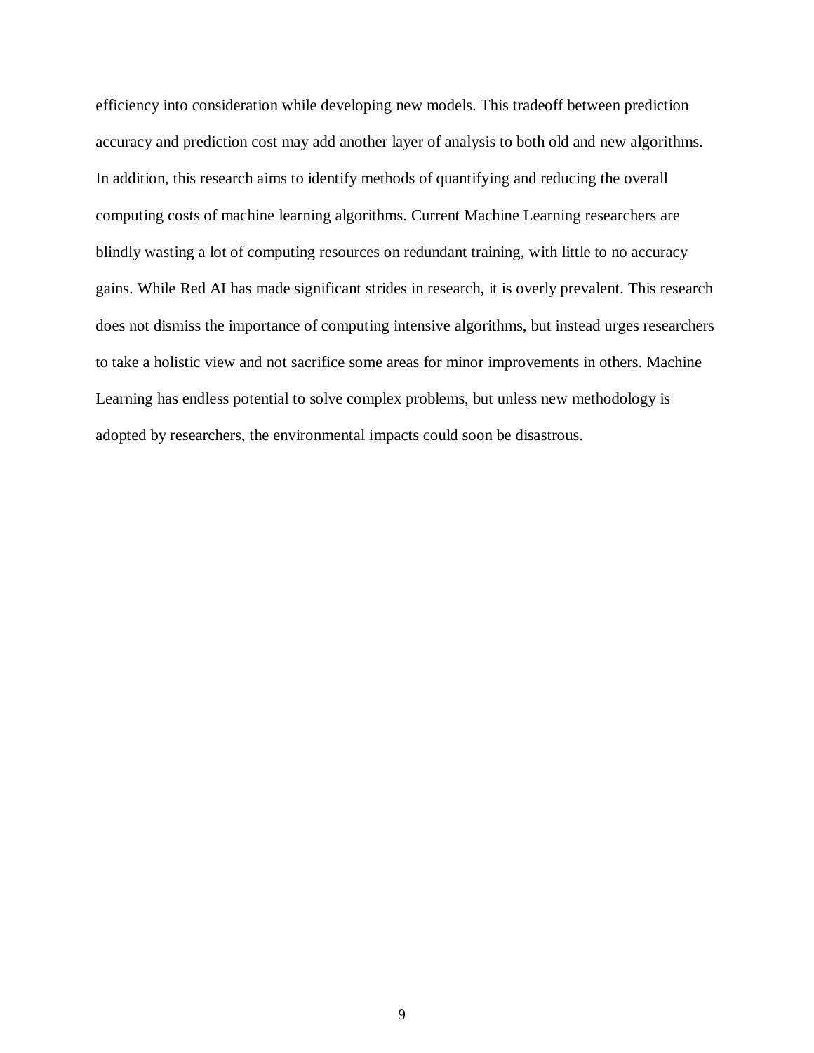efficiency into consideration while developing new models. This tradeoff between prediction accuracy and prediction cost may add another layer of analysis to both old and new algorithms. In addition, this research aims to identify methods of quantifying and reducing the overall computing costs of machine learning algorithms. Current Machine Learning researchers are blindly wasting a lot of computing resources on redundant training, with little to no accuracy gains. While Red AI has made significant strides in research, it is overly prevalent. This research does not dismiss the importance of computing intensive algorithms, but instead urges researchers to take a holistic view and not sacrifice some areas for minor improvements in others. Machine Learning has endless potential to solve complex problems, but unless new methodology is adopted by researchers, the environmental impacts could soon be disastrous.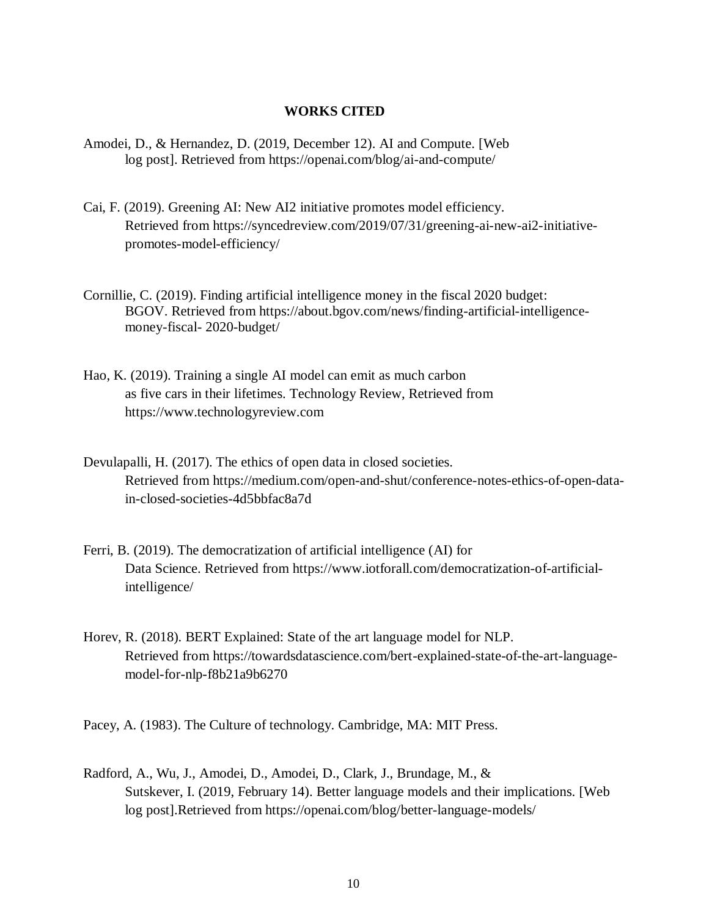## WORKS CITED

Amodei, D., & Hernandez, D. (2019, December 12). AI and Compute. [Web log post]. Retrieved from https://openai.com/blog/ai-and-compute/

Cai, F. (2019). Greening AI: New AI2 initiative promotes model efficiency. Retrieved from https://syncedreview.com/2019/07/31/greening-ai-new-ai2-initiative-promotes-model-efficiency/

Cornillie, C. (2019). Finding artificial intelligence money in the fiscal 2020 budget: BGOV. Retrieved from https://about.bgov.com/news/finding-artificial-intelligence-money-fiscal- 2020-budget/

Hao, K. (2019). Training a single AI model can emit as much carbon as five cars in their lifetimes. Technology Review, Retrieved from https://www.technologyreview.com

Devulapalli, H. (2017). The ethics of open data in closed societies. Retrieved from https://medium.com/open-and-shut/conference-notes-ethics-of-open-data-in-closed-societies-4d5bbfac8a7d

Ferri, B. (2019). The democratization of artificial intelligence (AI) for Data Science. Retrieved from https://www.iotforall.com/democratization-of-artificial-intelligence/

Horev, R. (2018). BERT Explained: State of the art language model for NLP. Retrieved from https://towardsdatascience.com/bert-explained-state-of-the-art-language-model-for-nlp-f8b21a9b6270

Pacey, A. (1983). The Culture of technology. Cambridge, MA: MIT Press.

Radford, A., Wu, J., Amodei, D., Amodei, D., Clark, J., Brundage, M., & Sutskever, I. (2019, February 14). Better language models and their implications. [Web log post].Retrieved from https://openai.com/blog/better-language-models/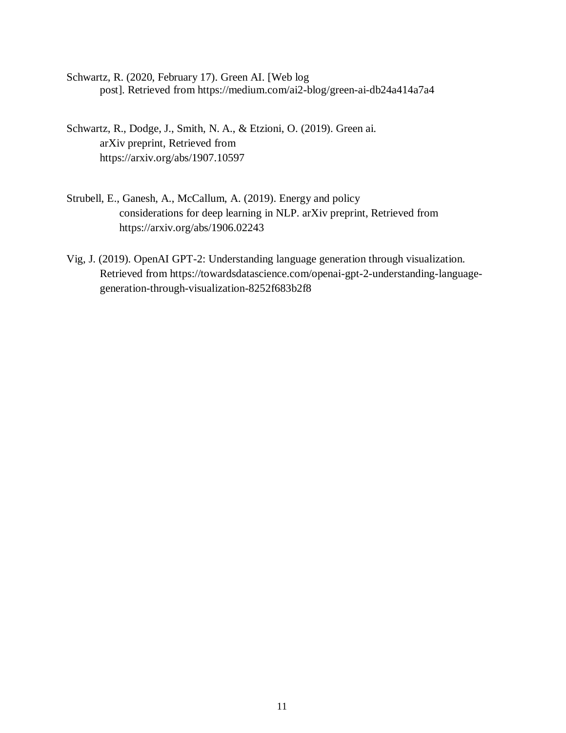Schwartz, R. (2020, February 17). Green AI. [Web log post]. Retrieved from https://medium.com/ai2-blog/green-ai-db24a414a7a4

Schwartz, R., Dodge, J., Smith, N. A., & Etzioni, O. (2019). Green ai. arXiv preprint, Retrieved from https://arxiv.org/abs/1907.10597

Strubell, E., Ganesh, A., McCallum, A. (2019). Energy and policy considerations for deep learning in NLP. arXiv preprint, Retrieved from https://arxiv.org/abs/1906.02243

Vig, J. (2019). OpenAI GPT-2: Understanding language generation through visualization. Retrieved from https://towardsdatascience.com/openai-gpt-2-understanding-language-generation-through-visualization-8252f683b2f8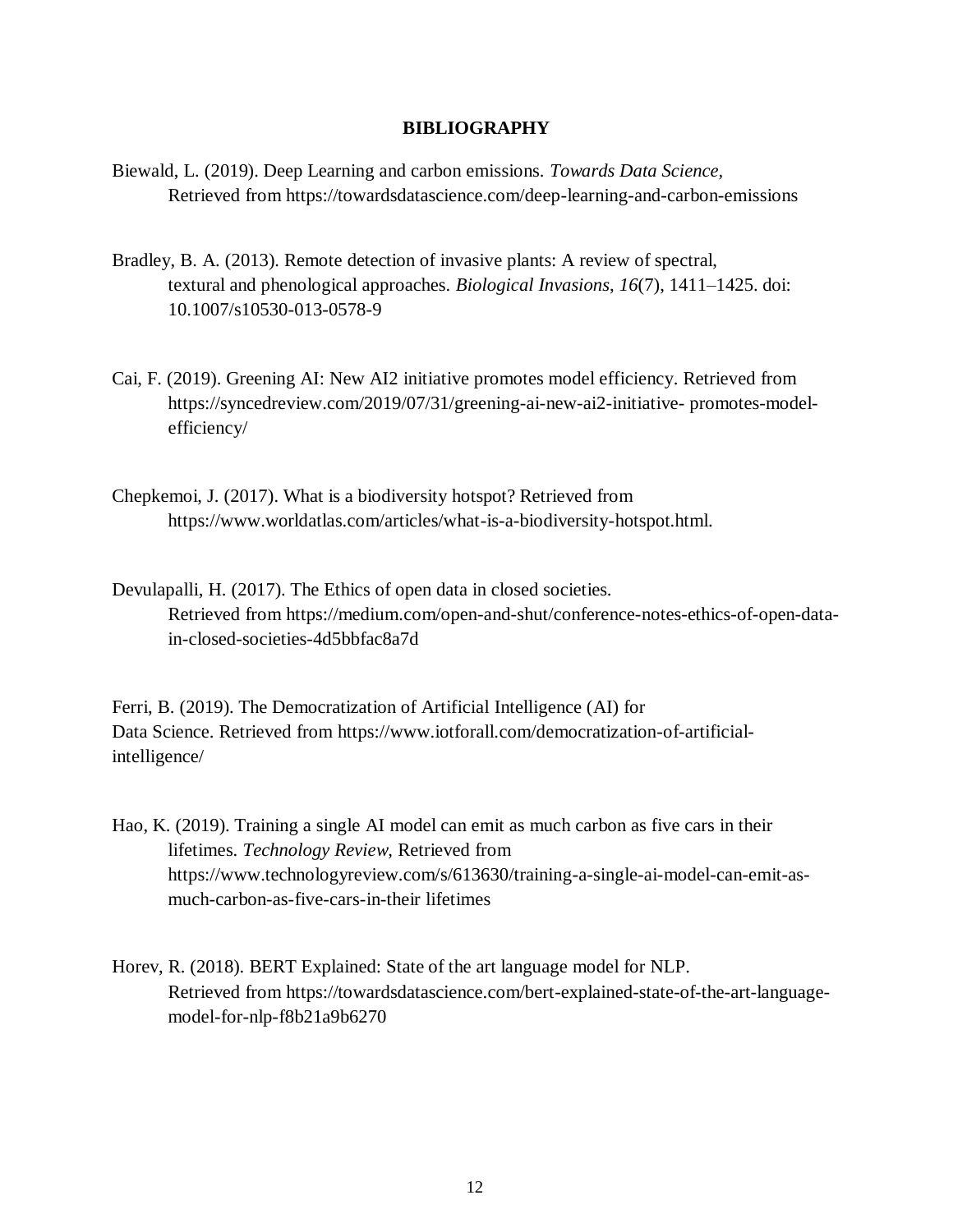**BIBLIOGRAPHY**

Biewald, L. (2019). Deep Learning and carbon emissions. *Towards Data Science,* Retrieved from https://towardsdatascience.com/deep-learning-and-carbon-emissions

Bradley, B. A. (2013). Remote detection of invasive plants: A review of spectral, textural and phenological approaches. *Biological Invasions*, *16*(7), 1411–1425. doi: 10.1007/s10530-013-0578-9

Cai, F. (2019). Greening AI: New AI2 initiative promotes model efficiency. Retrieved from https://syncedreview.com/2019/07/31/greening-ai-new-ai2-initiative- promotes-model-efficiency/

Chepkemoi, J. (2017). What is a biodiversity hotspot? Retrieved from https://www.worldatlas.com/articles/what-is-a-biodiversity-hotspot.html.

Devulapalli, H. (2017). The Ethics of open data in closed societies. Retrieved from https://medium.com/open-and-shut/conference-notes-ethics-of-open-data-in-closed-societies-4d5bbfac8a7d

Ferri, B. (2019). The Democratization of Artificial Intelligence (AI) for Data Science. Retrieved from https://www.iotforall.com/democratization-of-artificial-intelligence/

Hao, K. (2019). Training a single AI model can emit as much carbon as five cars in their lifetimes. *Technology Review,* Retrieved from https://www.technologyreview.com/s/613630/training-a-single-ai-model-can-emit-as-much-carbon-as-five-cars-in-their lifetimes

Horev, R. (2018). BERT Explained: State of the art language model for NLP. Retrieved from https://towardsdatascience.com/bert-explained-state-of-the-art-language-model-for-nlp-f8b21a9b6270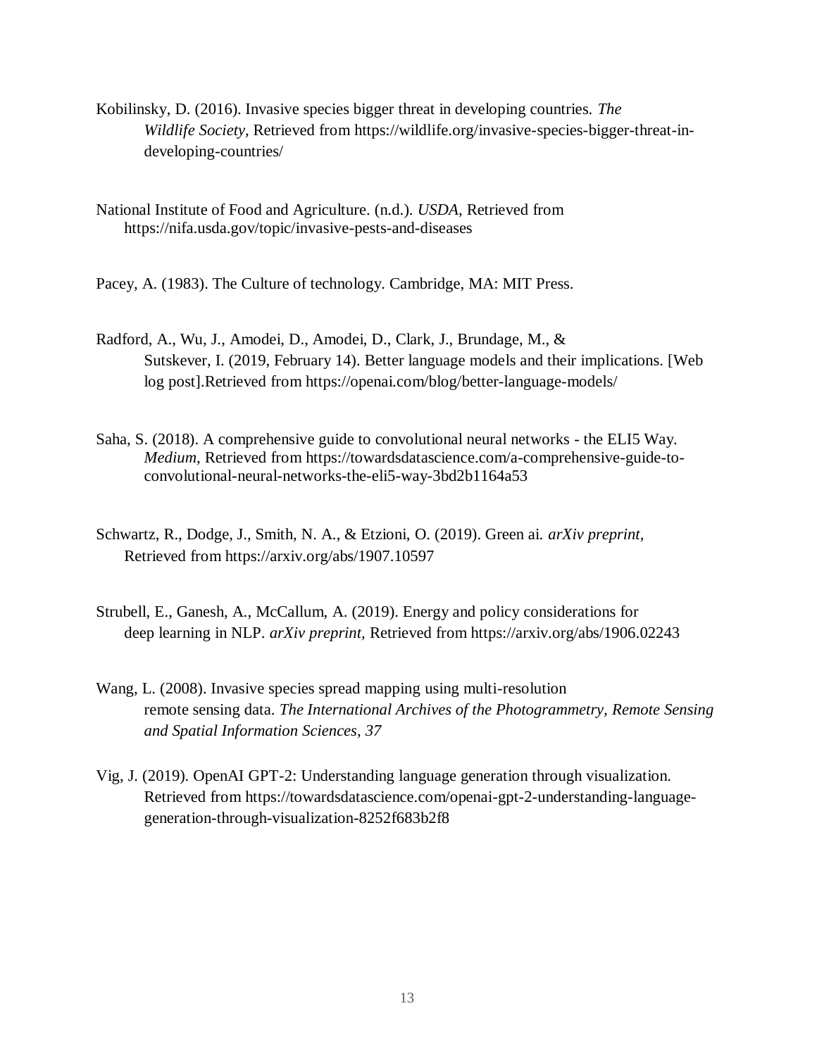Kobilinsky, D. (2016). Invasive species bigger threat in developing countries. *The Wildlife Society*, Retrieved from https://wildlife.org/invasive-species-bigger-threat-in-developing-countries/

National Institute of Food and Agriculture. (n.d.). *USDA*, Retrieved from https://nifa.usda.gov/topic/invasive-pests-and-diseases

Pacey, A. (1983). The Culture of technology. Cambridge, MA: MIT Press.

Radford, A., Wu, J., Amodei, D., Amodei, D., Clark, J., Brundage, M., & Sutskever, I. (2019, February 14). Better language models and their implications. [Web log post].Retrieved from https://openai.com/blog/better-language-models/

Saha, S. (2018). A comprehensive guide to convolutional neural networks - the ELI5 Way. *Medium*, Retrieved from https://towardsdatascience.com/a-comprehensive-guide-to-convolutional-neural-networks-the-eli5-way-3bd2b1164a53

Schwartz, R., Dodge, J., Smith, N. A., & Etzioni, O. (2019). Green ai. *arXiv preprint*, Retrieved from https://arxiv.org/abs/1907.10597

Strubell, E., Ganesh, A., McCallum, A. (2019). Energy and policy considerations for deep learning in NLP. *arXiv preprint*, Retrieved from https://arxiv.org/abs/1906.02243

Wang, L. (2008). Invasive species spread mapping using multi-resolution remote sensing data. *The International Archives of the Photogrammetry, Remote Sensing and Spatial Information Sciences*, *37*

Vig, J. (2019). OpenAI GPT-2: Understanding language generation through visualization. Retrieved from https://towardsdatascience.com/openai-gpt-2-understanding-language-generation-through-visualization-8252f683b2f8